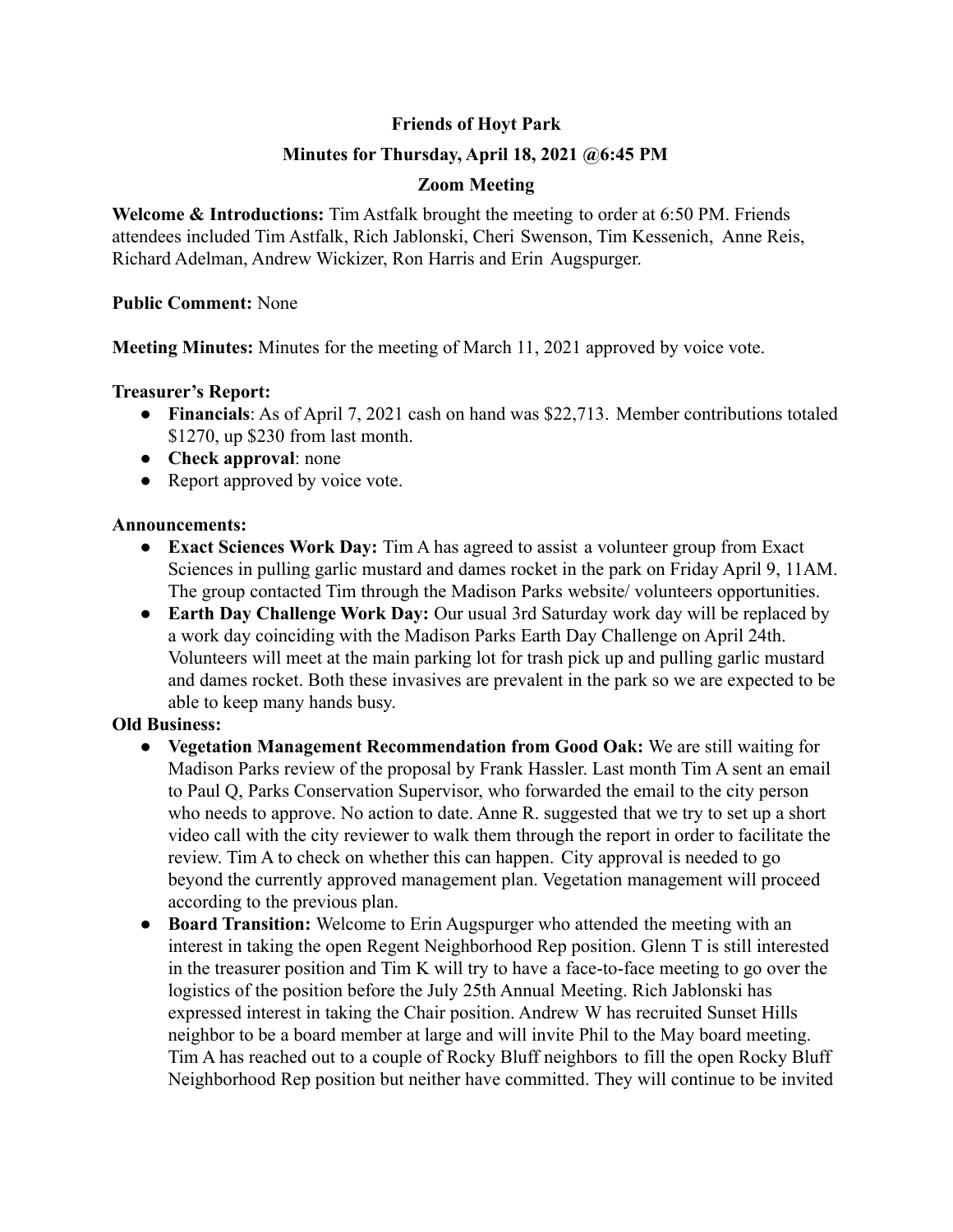**Friends of Hoyt Park**

**Minutes for Thursday, April 18, 2021 @6:45 PM**

**Zoom Meeting**

**Welcome & Introductions:** Tim Astfalk brought the meeting to order at 6:50 PM. Friends attendees included Tim Astfalk, Rich Jablonski, Cheri Swenson, Tim Kessenich, Anne Reis, Richard Adelman, Andrew Wickizer, Ron Harris and Erin Augspurger.

**Public Comment:** None

**Meeting Minutes:** Minutes for the meeting of March 11, 2021 approved by voice vote.

**Treasurer's Report:**

- **Financials**: As of April 7, 2021 cash on hand was $22,713. Member contributions totaled $1270, up $230 from last month.
- **Check approval**: none
- Report approved by voice vote.

**Announcements:**

- **Exact Sciences Work Day:** Tim A has agreed to assist a volunteer group from Exact Sciences in pulling garlic mustard and dames rocket in the park on Friday April 9, 11AM. The group contacted Tim through the Madison Parks website/ volunteers opportunities.
- **Earth Day Challenge Work Day:** Our usual 3rd Saturday work day will be replaced by a work day coinciding with the Madison Parks Earth Day Challenge on April 24th. Volunteers will meet at the main parking lot for trash pick up and pulling garlic mustard and dames rocket. Both these invasives are prevalent in the park so we are expected to be able to keep many hands busy.

**Old Business:**

- **Vegetation Management Recommendation from Good Oak:** We are still waiting for Madison Parks review of the proposal by Frank Hassler. Last month Tim A sent an email to Paul Q, Parks Conservation Supervisor, who forwarded the email to the city person who needs to approve. No action to date. Anne R. suggested that we try to set up a short video call with the city reviewer to walk them through the report in order to facilitate the review. Tim A to check on whether this can happen. City approval is needed to go beyond the currently approved management plan. Vegetation management will proceed according to the previous plan.
- **Board Transition:** Welcome to Erin Augspurger who attended the meeting with an interest in taking the open Regent Neighborhood Rep position. Glenn T is still interested in the treasurer position and Tim K will try to have a face-to-face meeting to go over the logistics of the position before the July 25th Annual Meeting. Rich Jablonski has expressed interest in taking the Chair position. Andrew W has recruited Sunset Hills neighbor to be a board member at large and will invite Phil to the May board meeting. Tim A has reached out to a couple of Rocky Bluff neighbors to fill the open Rocky Bluff Neighborhood Rep position but neither have committed. They will continue to be invited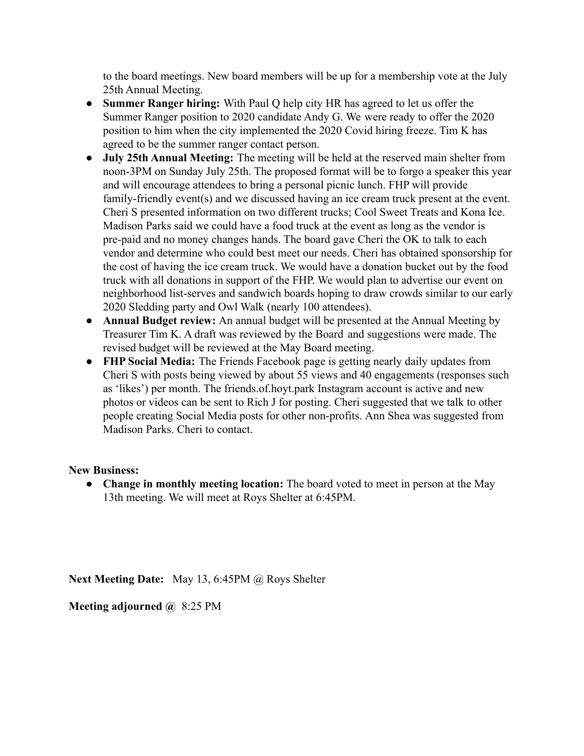to the board meetings. New board members will be up for a membership vote at the July 25th Annual Meeting.

- **Summer Ranger hiring:** With Paul Q help city HR has agreed to let us offer the Summer Ranger position to 2020 candidate Andy G. We were ready to offer the 2020 position to him when the city implemented the 2020 Covid hiring freeze. Tim K has agreed to be the summer ranger contact person.
- **July 25th Annual Meeting:** The meeting will be held at the reserved main shelter from noon-3PM on Sunday July 25th. The proposed format will be to forgo a speaker this year and will encourage attendees to bring a personal picnic lunch. FHP will provide family-friendly event(s) and we discussed having an ice cream truck present at the event. Cheri S presented information on two different trucks; Cool Sweet Treats and Kona Ice. Madison Parks said we could have a food truck at the event as long as the vendor is pre-paid and no money changes hands. The board gave Cheri the OK to talk to each vendor and determine who could best meet our needs. Cheri has obtained sponsorship for the cost of having the ice cream truck. We would have a donation bucket out by the food truck with all donations in support of the FHP. We would plan to advertise our event on neighborhood list-serves and sandwich boards hoping to draw crowds similar to our early 2020 Sledding party and Owl Walk (nearly 100 attendees).
- **Annual Budget review:** An annual budget will be presented at the Annual Meeting by Treasurer Tim K. A draft was reviewed by the Board and suggestions were made. The revised budget will be reviewed at the May Board meeting.
- **FHP Social Media:** The Friends Facebook page is getting nearly daily updates from Cheri S with posts being viewed by about 55 views and 40 engagements (responses such as 'likes') per month. The friends.of.hoyt.park Instagram account is active and new photos or videos can be sent to Rich J for posting. Cheri suggested that we talk to other people creating Social Media posts for other non-profits. Ann Shea was suggested from Madison Parks. Cheri to contact.

**New Business:**

- **Change in monthly meeting location:** The board voted to meet in person at the May 13th meeting. We will meet at Roys Shelter at 6:45PM.

**Next Meeting Date:** May 13, 6:45PM @ Roys Shelter

**Meeting adjourned @** 8:25 PM